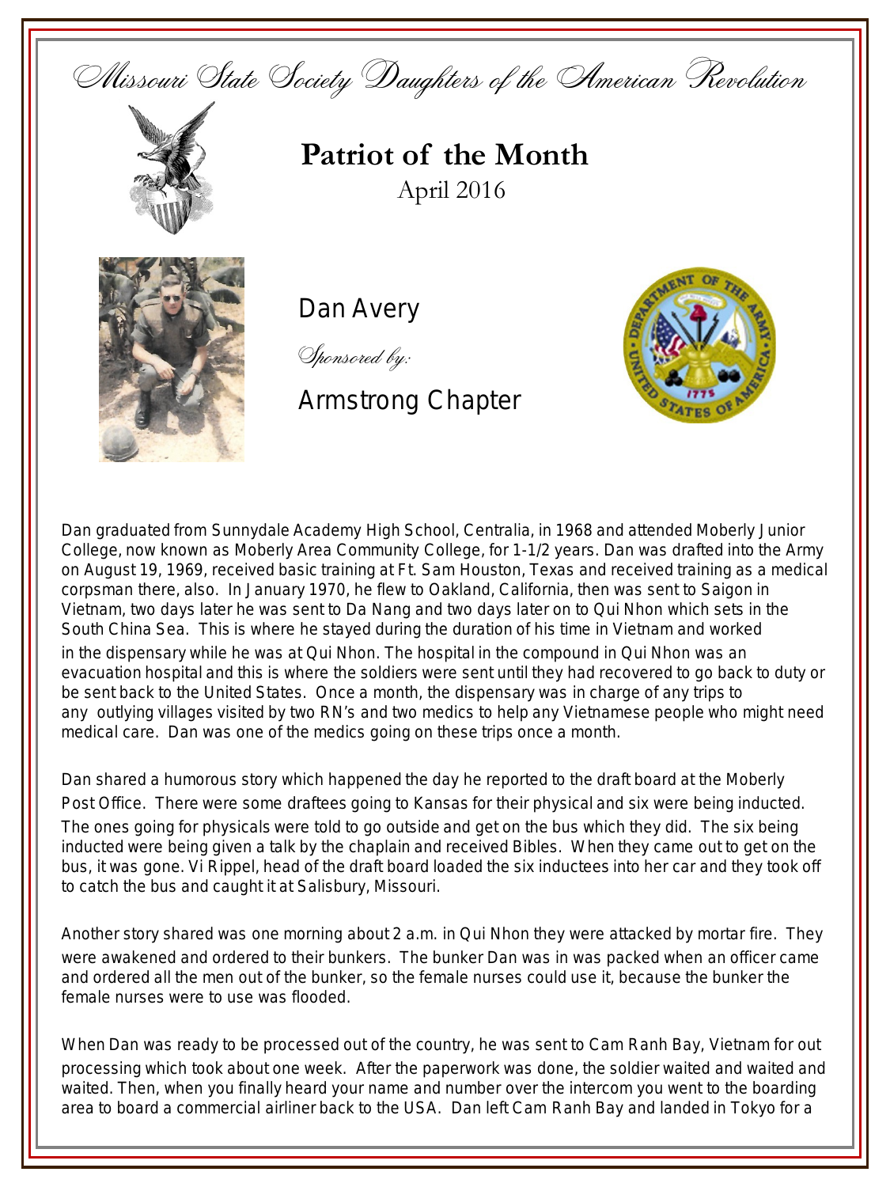Missouri State Society Daughters of the American Revolution

# Patriot of the Month

April 2016

## Dan Avery

*Sponsored by:*

Armstrong Chapter

Dan graduated from Sunnydale Academy High School, Centralia, in 1968 and attended Moberly Junior College, now known as Moberly Area Community College, for 1-1/2 years. Dan was drafted into the Army on August 19, 1969, received basic training at Ft. Sam Houston, Texas and received training as a medical corpsman there, also. In January 1970, he flew to Oakland, California, then was sent to Saigon in Vietnam, two days later he was sent to Da Nang and two days later on to Qui Nhon which sets in the South China Sea. This is where he stayed during the duration of his time in Vietnam and worked in the dispensary while he was at Qui Nhon. The hospital in the compound in Qui Nhon was an evacuation hospital and this is where the soldiers were sent until they had recovered to go back to duty or be sent back to the United States. Once a month, the dispensary was in charge of any trips to any outlying villages visited by two RN's and two medics to help any Vietnamese people who might need medical care. Dan was one of the medics going on these trips once a month.

Dan shared a humorous story which happened the day he reported to the draft board at the Moberly Post Office. There were some draftees going to Kansas for their physical and six were being inducted. The ones going for physicals were told to go outside and get on the bus which they did. The six being inducted were being given a talk by the chaplain and received Bibles. When they came out to get on the bus, it was gone. Vi Rippel, head of the draft board loaded the six inductees into her car and they took off to catch the bus and caught it at Salisbury, Missouri.

Another story shared was one morning about 2 a.m. in Qui Nhon they were attacked by mortar fire. They were awakened and ordered to their bunkers. The bunker Dan was in was packed when an officer came and ordered all the men out of the bunker, so the female nurses could use it, because the bunker the female nurses were to use was flooded.

When Dan was ready to be processed out of the country, he was sent to Cam Ranh Bay, Vietnam for out processing which took about one week. After the paperwork was done, the soldier waited and waited and waited. Then, when you finally heard your name and number over the intercom you went to the boarding area to board a commercial airliner back to the USA. Dan left Cam Ranh Bay and landed in Tokyo for a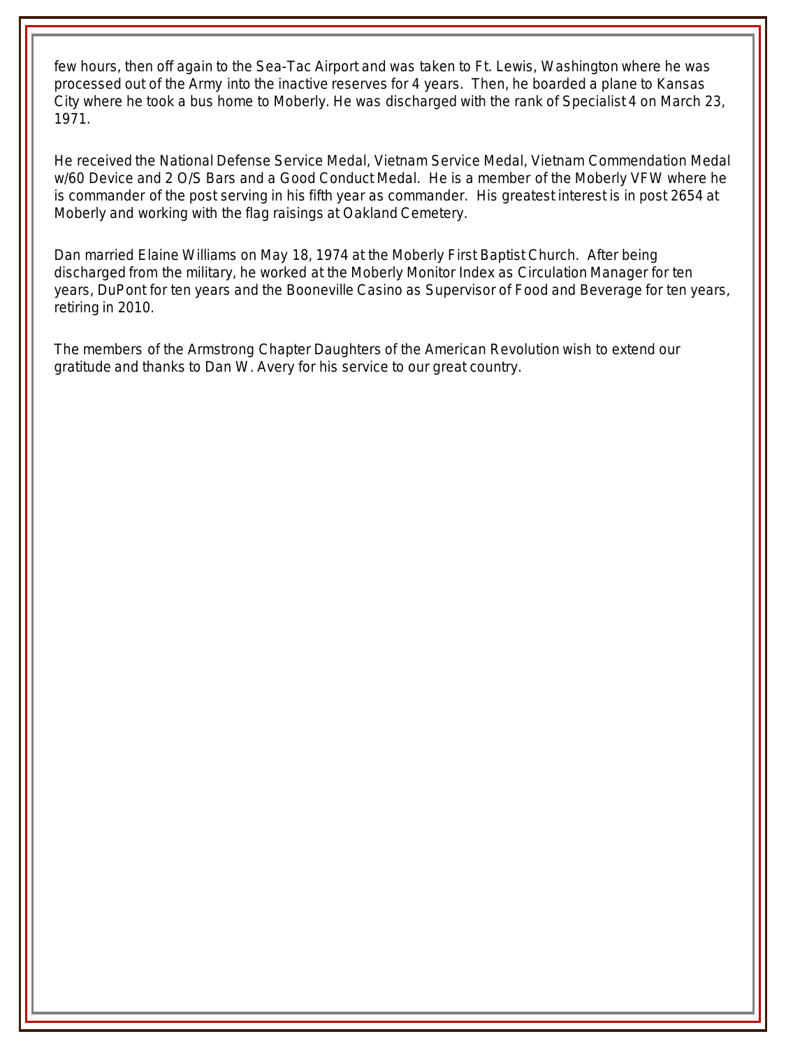few hours, then off again to the Sea-Tac Airport and was taken to Ft. Lewis, Washington where he was processed out of the Army into the inactive reserves for 4 years. Then, he boarded a plane to Kansas City where he took a bus home to Moberly. He was discharged with the rank of Specialist 4 on March 23, 1971.

He received the National Defense Service Medal, Vietnam Service Medal, Vietnam Commendation Medal w/60 Device and 2 O/S Bars and a Good Conduct Medal. He is a member of the Moberly VFW where he is commander of the post serving in his fifth year as commander. His greatest interest is in post 2654 at Moberly and working with the flag raisings at Oakland Cemetery.

Dan married Elaine Williams on May 18, 1974 at the Moberly First Baptist Church. After being discharged from the military, he worked at the Moberly Monitor Index as Circulation Manager for ten years, DuPont for ten years and the Booneville Casino as Supervisor of Food and Beverage for ten years, retiring in 2010.

The members of the Armstrong Chapter Daughters of the American Revolution wish to extend our gratitude and thanks to Dan W. Avery for his service to our great country.